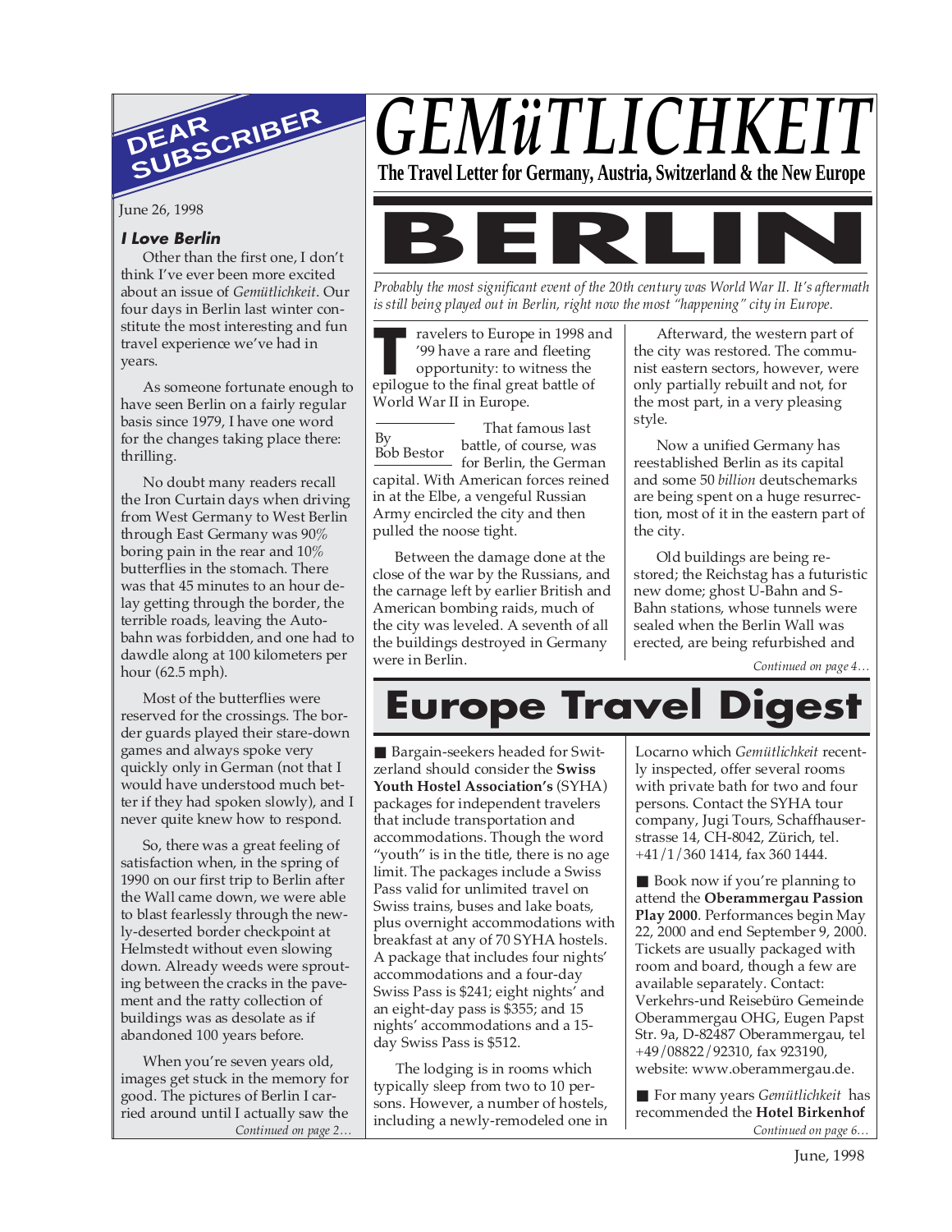# GEMüTLICHKEIT

**The Travel Letter for Germany, Austria, Switzerland & the New Europe**

## DEAR SUBSCRIBER

June 26, 1998

### *I Love Berlin*

Other than the first one, I don't think I've ever been more excited about an issue of *Gemütlichkeit*. Our four days in Berlin last winter constitute the most interesting and fun travel experience we've had in years.

As someone fortunate enough to have seen Berlin on a fairly regular basis since 1979, I have one word for the changes taking place there: thrilling.

No doubt many readers recall the Iron Curtain days when driving from West Germany to West Berlin through East Germany was 90% boring pain in the rear and 10% butterflies in the stomach. There was that 45 minutes to an hour delay getting through the border, the terrible roads, leaving the Autobahn was forbidden, and one had to dawdle along at 100 kilometers per hour (62.5 mph).

Most of the butterflies were reserved for the crossings. The border guards played their stare-down games and always spoke very quickly only in German (not that I would have understood much better if they had spoken slowly), and I never quite knew how to respond.

So, there was a great feeling of satisfaction when, in the spring of 1990 on our first trip to Berlin after the Wall came down, we were able to blast fearlessly through the newly-deserted border checkpoint at Helmstedt without even slowing down. Already weeds were sprouting between the cracks in the pavement and the ratty collection of buildings was as desolate as if abandoned 100 years before.

When you're seven years old, images get stuck in the memory for good. The pictures of Berlin I carried around until I actually saw the

*Continued on page 2…*

# BERLIN

*Probably the most significant event of the 20th century was World War II. It's aftermath is still being played out in Berlin, right now the most "happening" city in Europe.*

By Bob Bestor

Travelers to Europe in 1998 and '99 have a rare and fleeting opportunity: to witness the epilogue to the final great battle of World War II in Europe.

That famous last battle, of course, was for Berlin, the German capital. With American forces reined in at the Elbe, a vengeful Russian Army encircled the city and then pulled the noose tight.

Between the damage done at the close of the war by the Russians, and the carnage left by earlier British and American bombing raids, much of the city was leveled. A seventh of all the buildings destroyed in Germany were in Berlin.

Afterward, the western part of the city was restored. The communist eastern sectors, however, were only partially rebuilt and not, for the most part, in a very pleasing style.

Now a unified Germany has reestablished Berlin as its capital and some 50 *billion* deutschemarks are being spent on a huge resurrection, most of it in the eastern part of the city.

Old buildings are being restored; the Reichstag has a futuristic new dome; ghost U-Bahn and S-Bahn stations, whose tunnels were sealed when the Berlin Wall was erected, are being refurbished and

*Continued on page 4…*

# Europe Travel Digest

■ Bargain-seekers headed for Switzerland should consider the **Swiss Youth Hostel Association's** (SYHA) packages for independent travelers that include transportation and accommodations. Though the word "youth" is in the title, there is no age limit. The packages include a Swiss Pass valid for unlimited travel on Swiss trains, buses and lake boats, plus overnight accommodations with breakfast at any of 70 SYHA hostels. A package that includes four nights' accommodations and a four-day Swiss Pass is $241; eight nights' and an eight-day pass is $355; and 15 nights' accommodations and a 15-day Swiss Pass is $512.

The lodging is in rooms which typically sleep from two to 10 persons. However, a number of hostels, including a newly-remodeled one in Locarno which *Gemütlichkeit* recently inspected, offer several rooms with private bath for two and four persons. Contact the SYHA tour company, Jugi Tours, Schaffhauserstrasse 14, CH-8042, Zürich, tel. +41/1/360 1414, fax 360 1444.

■ Book now if you're planning to attend the **Oberammergau Passion Play 2000**. Performances begin May 22, 2000 and end September 9, 2000. Tickets are usually packaged with room and board, though a few are available separately. Contact: Verkehrs-und Reisebüro Gemeinde Oberammergau OHG, Eugen Papst Str. 9a, D-82487 Oberammergau, tel +49/08822/92310, fax 923190, website: www.oberammergau.de.

■ For many years *Gemütlichkeit* has recommended the **Hotel Birkenhof**

*Continued on page 6…*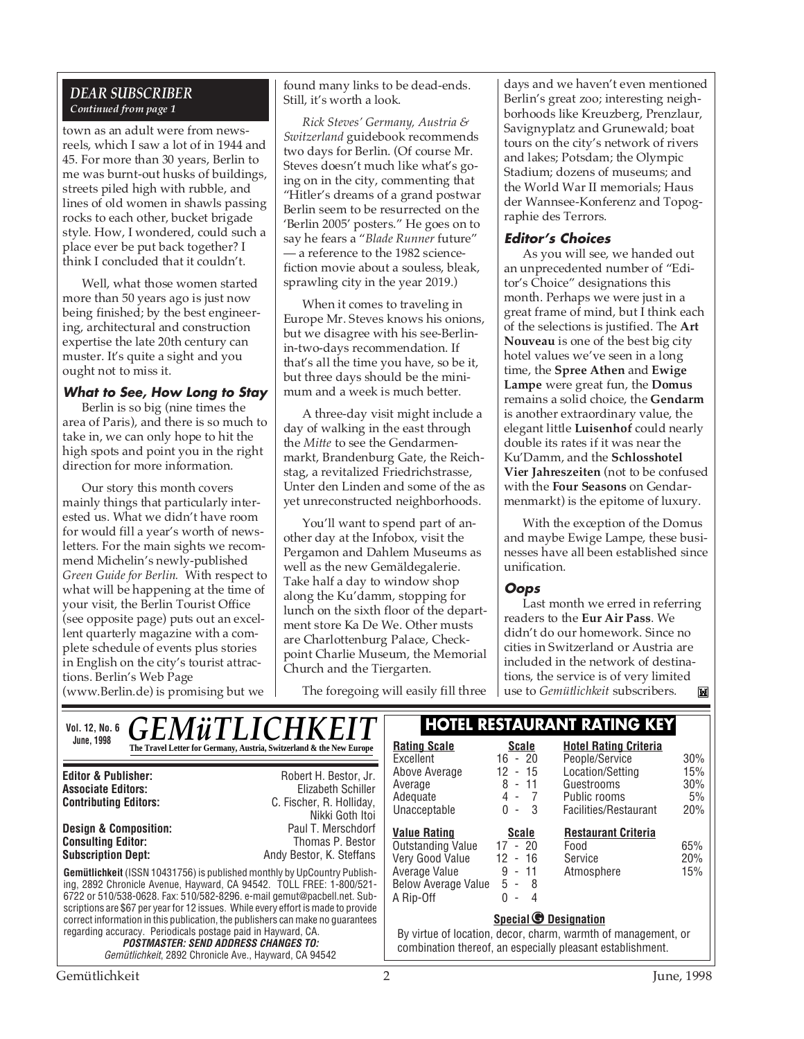## DEAR SUBSCRIBER

*Continued from page 1*

town as an adult were from newsreels, which I saw a lot of in 1944 and 45. For more than 30 years, Berlin to me was burnt-out husks of buildings, streets piled high with rubble, and lines of old women in shawls passing rocks to each other, bucket brigade style. How, I wondered, could such a place ever be put back together? I think I concluded that it couldn't.

Well, what those women started more than 50 years ago is just now being finished; by the best engineering, architectural and construction expertise the late 20th century can muster. It's quite a sight and you ought not to miss it.

### What to See, How Long to Stay

Berlin is so big (nine times the area of Paris), and there is so much to take in, we can only hope to hit the high spots and point you in the right direction for more information.

Our story this month covers mainly things that particularly interested us. What we didn't have room for would fill a year's worth of newsletters. For the main sights we recommend Michelin's newly-published *Green Guide for Berlin.* With respect to what will be happening at the time of your visit, the Berlin Tourist Office (see opposite page) puts out an excellent quarterly magazine with a complete schedule of events plus stories in English on the city's tourist attractions. Berlin's Web Page (www.Berlin.de) is promising but we found many links to be dead-ends. Still, it's worth a look.

*Rick Steves' Germany, Austria & Switzerland* guidebook recommends two days for Berlin. (Of course Mr. Steves doesn't much like what's going on in the city, commenting that "Hitler's dreams of a grand postwar Berlin seem to be resurrected on the 'Berlin 2005' posters." He goes on to say he fears a "*Blade Runner* future" — a reference to the 1982 science-fiction movie about a souless, bleak, sprawling city in the year 2019.)

When it comes to traveling in Europe Mr. Steves knows his onions, but we disagree with his see-Berlin-in-two-days recommendation. If that's all the time you have, so be it, but three days should be the minimum and a week is much better.

A three-day visit might include a day of walking in the east through the *Mitte* to see the Gendarmenmarkt, Brandenburg Gate, the Reichstag, a revitalized Friedrichstrasse, Unter den Linden and some of the as yet unreconstructed neighborhoods.

You'll want to spend part of another day at the Infobox, visit the Pergamon and Dahlem Museums as well as the new Gemäldegalerie. Take half a day to window shop along the Ku'damm, stopping for lunch on the sixth floor of the department store Ka De We. Other musts are Charlottenburg Palace, Checkpoint Charlie Museum, the Memorial Church and the Tiergarten.

The foregoing will easily fill three days and we haven't even mentioned Berlin's great zoo; interesting neighborhoods like Kreuzberg, Prenzlaur, Savignyplatz and Grunewald; boat tours on the city's network of rivers and lakes; Potsdam; the Olympic Stadium; dozens of museums; and the World War II memorials; Haus der Wannsee-Konferenz and Topographie des Terrors.

### Editor's Choices

As you will see, we handed out an unprecedented number of "Editor's Choice" designations this month. Perhaps we were just in a great frame of mind, but I think each of the selections is justified. The **Art Nouveau** is one of the best big city hotel values we've seen in a long time, the **Spree Athen** and **Ewige Lampe** were great fun, the **Domus** remains a solid choice, the **Gendarm** is another extraordinary value, the elegant little **Luisenhof** could nearly double its rates if it was near the Ku'Damm, and the **Schlosshotel Vier Jahreszeiten** (not to be confused with the **Four Seasons** on Gendarmenmarkt) is the epitome of luxury.

With the exception of the Domus and maybe Ewige Lampe, these businesses have all been established since unification.

### Oops

Last month we erred in referring readers to the **Eur Air Pass**. We didn't do our homework. Since no cities in Switzerland or Austria are included in the network of destinations, the service is of very limited use to *Gemütlichkeit* subscribers.

---

**Vol. 12, No. 6 — June, 1998**

# GEMüTLICHKEIT

**The Travel Letter for Germany, Austria, Switzerland & the New Europe**

| | |
|---|---|
| **Editor & Publisher:** | Robert H. Bestor, Jr. |
| **Associate Editors:** | Elizabeth Schiller |
| **Contributing Editors:** | C. Fischer, R. Holliday, Nikki Goth Itoi |
| **Design & Composition:** | Paul T. Merschdorf |
| **Consulting Editor:** | Thomas P. Bestor |
| **Subscription Dept:** | Andy Bestor, K. Steffans |

**Gemütlichkeit** (ISSN 10431756) is published monthly by UpCountry Publishing, 2892 Chronicle Avenue, Hayward, CA 94542. TOLL FREE: 1-800/521-6722 or 510/538-0628. Fax: 510/582-8296. e-mail gemut@pacbell.net. Subscriptions are $67 per year for 12 issues. While every effort is made to provide correct information in this publication, the publishers can make no guarantees regarding accuracy. Periodicals postage paid in Hayward, CA.

***POSTMASTER: SEND ADDRESS CHANGES TO:***
*Gemütlichkeit*, 2892 Chronicle Ave., Hayward, CA 94542

## HOTEL RESTAURANT RATING KEY

| Rating Scale | Scale |
|---|---|
| Excellent | 16 - 20 |
| Above Average | 12 - 15 |
| Average | 8 - 11 |
| Adequate | 4 - 7 |
| Unacceptable | 0 - 3 |

| Hotel Rating Criteria | |
|---|---|
| People/Service | 30% |
| Location/Setting | 15% |
| Guestrooms | 30% |
| Public rooms | 5% |
| Facilities/Restaurant | 20% |

| Value Rating | Scale |
|---|---|
| Outstanding Value | 17 - 20 |
| Very Good Value | 12 - 16 |
| Average Value | 9 - 11 |
| Below Average Value | 5 - 8 |
| A Rip-Off | 0 - 4 |

| Restaurant Criteria | |
|---|---|
| Food | 65% |
| Service | 20% |
| Atmosphere | 15% |

**Special G Designation**

By virtue of location, decor, charm, warmth of management, or combination thereof, an especially pleasant establishment.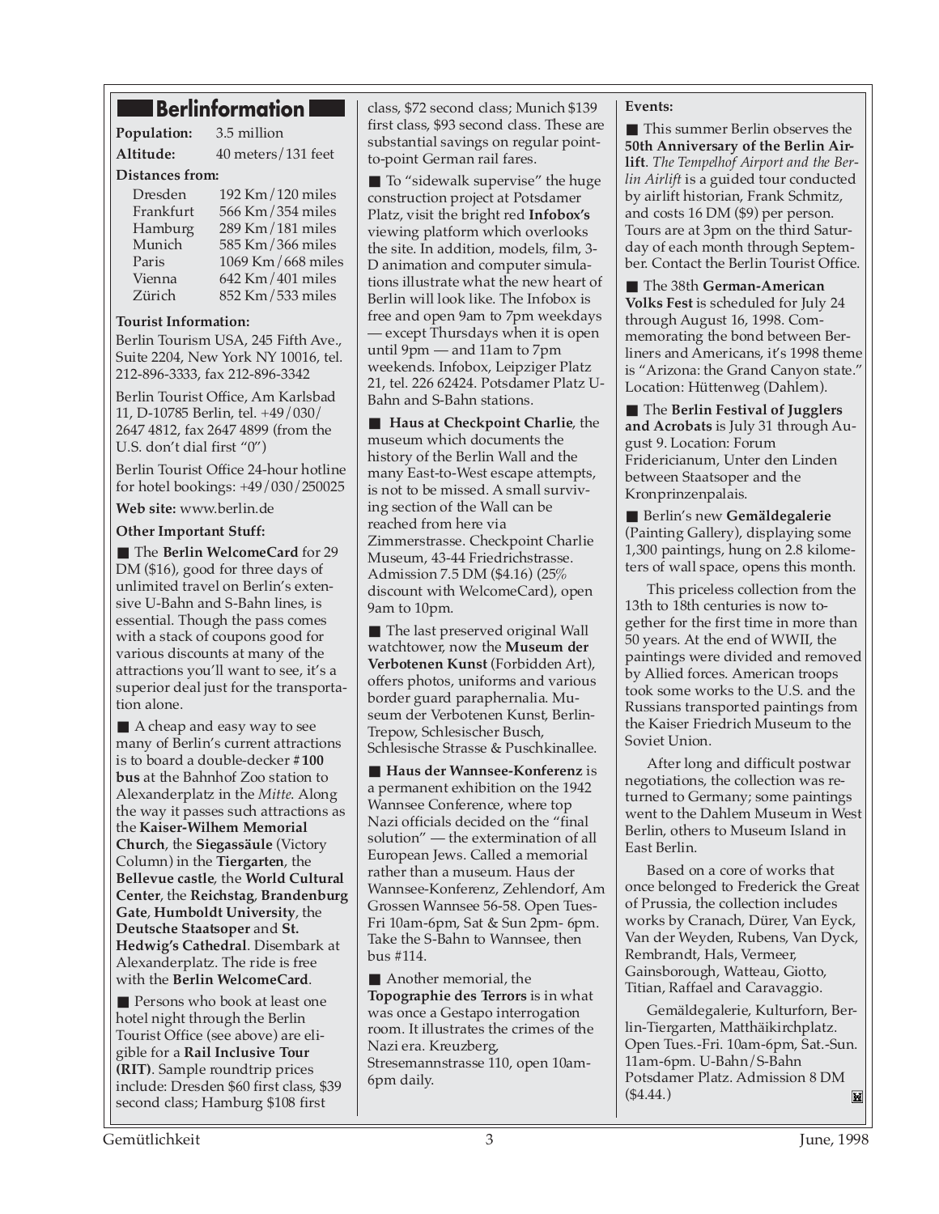## Berlinformation

**Population:** 3.5 million

**Altitude:** 40 meters/131 feet

**Distances from:**

| | |
|---|---|
| Dresden | 192 Km/120 miles |
| Frankfurt | 566 Km/354 miles |
| Hamburg | 289 Km/181 miles |
| Munich | 585 Km/366 miles |
| Paris | 1069 Km/668 miles |
| Vienna | 642 Km/401 miles |
| Zürich | 852 Km/533 miles |

**Tourist Information:**

Berlin Tourism USA, 245 Fifth Ave., Suite 2204, New York NY 10016, tel. 212-896-3333, fax 212-896-3342

Berlin Tourist Office, Am Karlsbad 11, D-10785 Berlin, tel. +49/030/2647 4812, fax 2647 4899 (from the U.S. don't dial first "0")

Berlin Tourist Office 24-hour hotline for hotel bookings: +49/030/250025

**Web site:** www.berlin.de

**Other Important Stuff:**

■ The **Berlin WelcomeCard** for 29 DM ($16), good for three days of unlimited travel on Berlin's extensive U-Bahn and S-Bahn lines, is essential. Though the pass comes with a stack of coupons good for various discounts at many of the attractions you'll want to see, it's a superior deal just for the transportation alone.

■ A cheap and easy way to see many of Berlin's current attractions is to board a double-decker **#100 bus** at the Bahnhof Zoo station to Alexanderplatz in the *Mitte*. Along the way it passes such attractions as the **Kaiser-Wilhem Memorial Church**, the **Siegassäule** (Victory Column) in the **Tiergarten**, the **Bellevue castle**, the **World Cultural Center**, the **Reichstag**, **Brandenburg Gate**, **Humboldt University**, the **Deutsche Staatsoper** and **St. Hedwig's Cathedral**. Disembark at Alexanderplatz. The ride is free with the **Berlin WelcomeCard**.

■ Persons who book at least one hotel night through the Berlin Tourist Office (see above) are eligible for a **Rail Inclusive Tour (RIT)**. Sample roundtrip prices include: Dresden $60 first class, $39 second class; Hamburg $108 first class, $72 second class; Munich $139 first class, $93 second class. These are substantial savings on regular point-to-point German rail fares.

■ To "sidewalk supervise" the huge construction project at Potsdamer Platz, visit the bright red **Infobox's** viewing platform which overlooks the site. In addition, models, film, 3-D animation and computer simulations illustrate what the new heart of Berlin will look like. The Infobox is free and open 9am to 7pm weekdays — except Thursdays when it is open until 9pm — and 11am to 7pm weekends. Infobox, Leipziger Platz 21, tel. 226 62424. Potsdamer Platz U-Bahn and S-Bahn stations.

■ **Haus at Checkpoint Charlie**, the museum which documents the history of the Berlin Wall and the many East-to-West escape attempts, is not to be missed. A small surviving section of the Wall can be reached from here via Zimmerstrasse. Checkpoint Charlie Museum, 43-44 Friedrichstrasse. Admission 7.5 DM ($4.16) (25% discount with WelcomeCard), open 9am to 10pm.

■ The last preserved original Wall watchtower, now the **Museum der Verbotenen Kunst** (Forbidden Art), offers photos, uniforms and various border guard paraphernalia. Museum der Verbotenen Kunst, Berlin-Trepow, Schlesischer Busch, Schlesische Strasse & Puschkinallee.

■ **Haus der Wannsee-Konferenz** is a permanent exhibition on the 1942 Wannsee Conference, where top Nazi officials decided on the "final solution" — the extermination of all European Jews. Called a memorial rather than a museum. Haus der Wannsee-Konferenz, Zehlendorf, Am Grossen Wannsee 56-58. Open Tues-Fri 10am-6pm, Sat & Sun 2pm- 6pm. Take the S-Bahn to Wannsee, then bus #114.

■ Another memorial, the **Topographie des Terrors** is in what was once a Gestapo interrogation room. It illustrates the crimes of the Nazi era. Kreuzberg, Stresemannstrasse 110, open 10am-6pm daily.

**Events:**

■ This summer Berlin observes the **50th Anniversary of the Berlin Airlift**. *The Tempelhof Airport and the Berlin Airlift* is a guided tour conducted by airlift historian, Frank Schmitz, and costs 16 DM ($9) per person. Tours are at 3pm on the third Saturday of each month through September. Contact the Berlin Tourist Office.

■ The 38th **German-American Volks Fest** is scheduled for July 24 through August 16, 1998. Commemorating the bond between Berliners and Americans, it's 1998 theme is "Arizona: the Grand Canyon state." Location: Hüttenweg (Dahlem).

■ The **Berlin Festival of Jugglers and Acrobats** is July 31 through August 9. Location: Forum Fridericianum, Unter den Linden between Staatsoper and the Kronprinzenpalais.

■ Berlin's new **Gemäldegalerie** (Painting Gallery), displaying some 1,300 paintings, hung on 2.8 kilometers of wall space, opens this month.

This priceless collection from the 13th to 18th centuries is now together for the first time in more than 50 years. At the end of WWII, the paintings were divided and removed by Allied forces. American troops took some works to the U.S. and the Russians transported paintings from the Kaiser Friedrich Museum to the Soviet Union.

After long and difficult postwar negotiations, the collection was returned to Germany; some paintings went to the Dahlem Museum in West Berlin, others to Museum Island in East Berlin.

Based on a core of works that once belonged to Frederick the Great of Prussia, the collection includes works by Cranach, Dürer, Van Eyck, Van der Weyden, Rubens, Van Dyck, Rembrandt, Hals, Vermeer, Gainsborough, Watteau, Giotto, Titian, Raffael and Caravaggio.

Gemäldegalerie, Kulturforn, Berlin-Tiergarten, Matthäikirchplatz. Open Tues.-Fri. 10am-6pm, Sat.-Sun. 11am-6pm. U-Bahn/S-Bahn Potsdamer Platz. Admission 8 DM ($4.44.)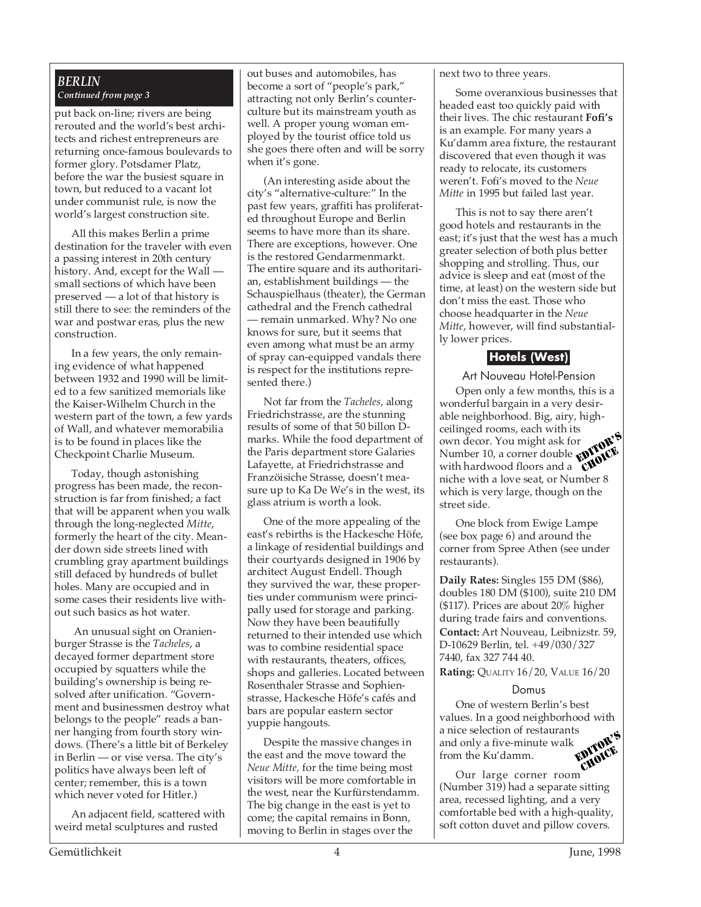***BERLIN***
***Continued from page 3***

put back on-line; rivers are being rerouted and the world's best architects and richest entrepreneurs are returning once-famous boulevards to former glory. Potsdamer Platz, before the war the busiest square in town, but reduced to a vacant lot under communist rule, is now the world's largest construction site.

All this makes Berlin a prime destination for the traveler with even a passing interest in 20th century history. And, except for the Wall — small sections of which have been preserved — a lot of that history is still there to see: the reminders of the war and postwar eras, plus the new construction.

In a few years, the only remaining evidence of what happened between 1932 and 1990 will be limited to a few sanitized memorials like the Kaiser-Wilhelm Church in the western part of the town, a few yards of Wall, and whatever memorabilia is to be found in places like the Checkpoint Charlie Museum.

Today, though astonishing progress has been made, the reconstruction is far from finished; a fact that will be apparent when you walk through the long-neglected *Mitte*, formerly the heart of the city. Meander down side streets lined with crumbling gray apartment buildings still defaced by hundreds of bullet holes. Many are occupied and in some cases their residents live without such basics as hot water.

An unusual sight on Oranienburger Strasse is the *Tacheles*, a decayed former department store occupied by squatters while the building's ownership is being resolved after unification. "Government and businessmen destroy what belongs to the people" reads a banner hanging from fourth story windows. (There's a little bit of Berkeley in Berlin — or vise versa. The city's politics have always been left of center; remember, this is a town which never voted for Hitler.)

An adjacent field, scattered with weird metal sculptures and rusted out buses and automobiles, has become a sort of "people's park," attracting not only Berlin's counterculture but its mainstream youth as well. A proper young woman employed by the tourist office told us she goes there often and will be sorry when it's gone.

(An interesting aside about the city's "alternative-culture:" In the past few years, graffiti has proliferated throughout Europe and Berlin seems to have more than its share. There are exceptions, however. One is the restored Gendarmenmarkt. The entire square and its authoritarian, establishment buildings — the Schauspielhaus (theater), the German cathedral and the French cathedral — remain unmarked. Why? No one knows for sure, but it seems that even among what must be an army of spray can-equipped vandals there is respect for the institutions represented there.)

Not far from the *Tacheles*, along Friedrichstrasse, are the stunning results of some of that 50 billon D-marks. While the food department of the Paris department store Galaries Lafayette, at Friedrichstrasse and Französiche Strasse, doesn't measure up to Ka De We's in the west, its glass atrium is worth a look.

One of the more appealing of the east's rebirths is the Hackesche Höfe, a linkage of residential buildings and their courtyards designed in 1906 by architect August Endell. Though they survived the war, these properties under communism were principally used for storage and parking. Now they have been beautifully returned to their intended use which was to combine residential space with restaurants, theaters, offices, shops and galleries. Located between Rosenthaler Strasse and Sophienstrasse, Hackesche Höfe's cafés and bars are popular eastern sector yuppie hangouts.

Despite the massive changes in the east and the move toward the *Neue Mitte,* for the time being most visitors will be more comfortable in the west, near the Kurfürstendamm. The big change in the east is yet to come; the capital remains in Bonn, moving to Berlin in stages over the next two to three years.

Some overanxious businesses that headed east too quickly paid with their lives. The chic restaurant **Fofi's** is an example. For many years a Ku'damm area fixture, the restaurant discovered that even though it was ready to relocate, its customers weren't. Fofi's moved to the *Neue Mitte* in 1995 but failed last year.

This is not to say there aren't good hotels and restaurants in the east; it's just that the west has a much greater selection of both plus better shopping and strolling. Thus, our advice is sleep and eat (most of the time, at least) on the western side but don't miss the east. Those who choose headquarter in the *Neue Mitte*, however, will find substantially lower prices.

## Hotels (West)

### Art Nouveau Hotel-Pension

EDITOR'S CHOICE

Open only a few months, this is a wonderful bargain in a very desirable neighborhood. Big, airy, high-ceilinged rooms, each with its own decor. You might ask for Number 10, a corner double with hardwood floors and a niche with a love seat, or Number 8 which is very large, though on the street side.

One block from Ewige Lampe (see box page 6) and around the corner from Spree Athen (see under restaurants).

**Daily Rates:** Singles 155 DM ($86), doubles 180 DM ($100), suite 210 DM ($117). Prices are about 20% higher during trade fairs and conventions.
**Contact:** Art Nouveau, Leibnizstr. 59, D-10629 Berlin, tel. +49/030/327 7440, fax 327 744 40.
**Rating:** QUALITY 16/20, VALUE 16/20

### Domus

EDITOR'S CHOICE

One of western Berlin's best values. In a good neighborhood with a nice selection of restaurants and only a five-minute walk from the Ku'damm.

Our large corner room (Number 319) had a separate sitting area, recessed lighting, and a very comfortable bed with a high-quality, soft cotton duvet and pillow covers.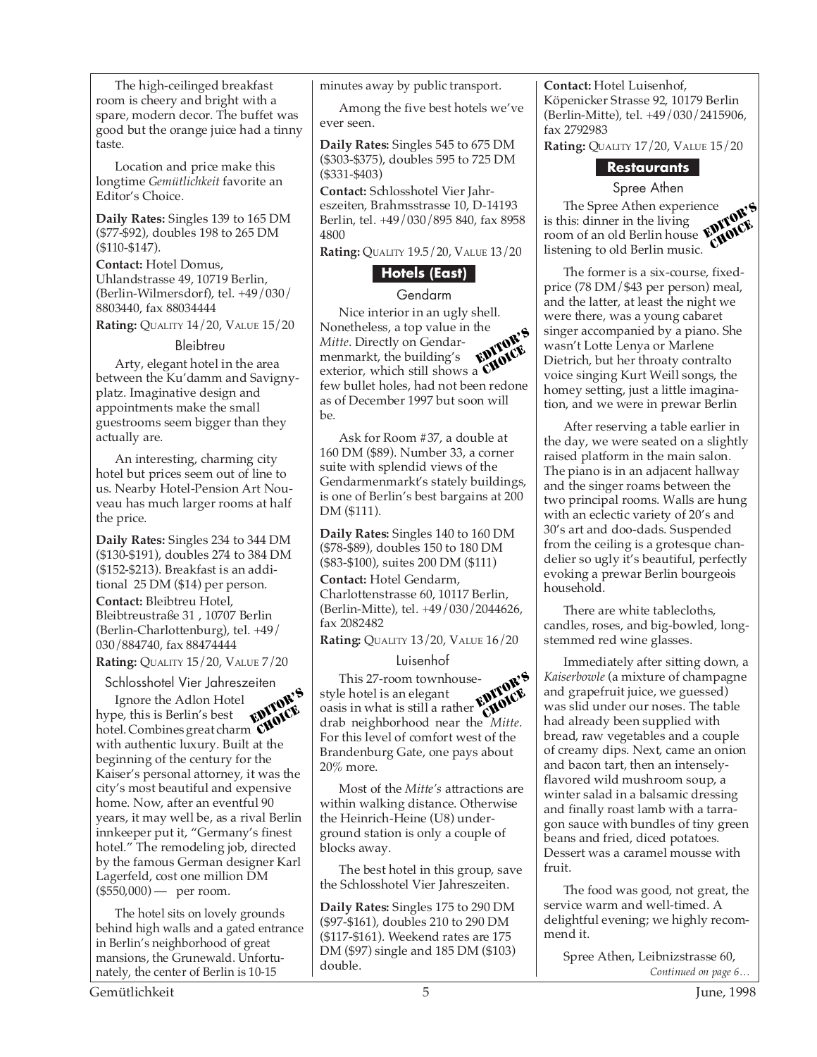The high-ceilinged breakfast room is cheery and bright with a spare, modern decor. The buffet was good but the orange juice had a tinny taste.

Location and price make this longtime *Gemütlichkeit* favorite an Editor's Choice.

**Daily Rates:** Singles 139 to 165 DM ($77-$92), doubles 198 to 265 DM ($110-$147).

**Contact:** Hotel Domus, Uhlandstrasse 49, 10719 Berlin, (Berlin-Wilmersdorf), tel. +49/030/8803440, fax 88034444

**Rating:** QUALITY 14/20, VALUE 15/20

### Bleibtreu

Arty, elegant hotel in the area between the Ku'damm and Savignyplatz. Imaginative design and appointments make the small guestrooms seem bigger than they actually are.

An interesting, charming city hotel but prices seem out of line to us. Nearby Hotel-Pension Art Nouveau has much larger rooms at half the price.

**Daily Rates:** Singles 234 to 344 DM ($130-$191), doubles 274 to 384 DM ($152-$213). Breakfast is an additional 25 DM ($14) per person.

**Contact:** Bleibtreu Hotel, Bleibtreustraße 31 , 10707 Berlin (Berlin-Charlottenburg), tel. +49/030/884740, fax 88474444

**Rating:** QUALITY 15/20, VALUE 7/20

### Schlosshotel Vier Jahreszeiten

EDITOR'S CHOICE

Ignore the Adlon Hotel hype, this is Berlin's best hotel. Combines great charm with authentic luxury. Built at the beginning of the century for the Kaiser's personal attorney, it was the city's most beautiful and expensive home. Now, after an eventful 90 years, it may well be, as a rival Berlin innkeeper put it, "Germany's finest hotel." The remodeling job, directed by the famous German designer Karl Lagerfeld, cost one million DM ($550,000) — per room.

The hotel sits on lovely grounds behind high walls and a gated entrance in Berlin's neighborhood of great mansions, the Grunewald. Unfortunately, the center of Berlin is 10-15 minutes away by public transport.

Among the five best hotels we've ever seen.

**Daily Rates:** Singles 545 to 675 DM ($303-$375), doubles 595 to 725 DM ($331-$403)

**Contact:** Schlosshotel Vier Jahreszeiten, Brahmsstrasse 10, D-14193 Berlin, tel. +49/030/895 840, fax 8958 4800

**Rating:** QUALITY 19.5/20, VALUE 13/20

## Hotels (East)

### Gendarm

EDITOR'S CHOICE

Nice interior in an ugly shell. Nonetheless, a top value in the *Mitte*. Directly on Gendarmenmarkt, the building's exterior, which still shows a few bullet holes, had not been redone as of December 1997 but soon will be.

Ask for Room #37, a double at 160 DM ($89). Number 33, a corner suite with splendid views of the Gendarmenmarkt's stately buildings, is one of Berlin's best bargains at 200 DM ($111).

**Daily Rates:** Singles 140 to 160 DM ($78-$89), doubles 150 to 180 DM ($83-$100), suites 200 DM ($111)

**Contact:** Hotel Gendarm, Charlottenstrasse 60, 10117 Berlin, (Berlin-Mitte), tel. +49/030/2044626, fax 2082482

**Rating:** QUALITY 13/20, VALUE 16/20

### Luisenhof

EDITOR'S CHOICE

This 27-room townhouse-style hotel is an elegant oasis in what is still a rather drab neighborhood near the *Mitte*. For this level of comfort west of the Brandenburg Gate, one pays about 20% more.

Most of the *Mitte's* attractions are within walking distance. Otherwise the Heinrich-Heine (U8) underground station is only a couple of blocks away.

The best hotel in this group, save the Schlosshotel Vier Jahreszeiten.

**Daily Rates:** Singles 175 to 290 DM ($97-$161), doubles 210 to 290 DM ($117-$161). Weekend rates are 175 DM ($97) single and 185 DM ($103) double.

**Contact:** Hotel Luisenhof, Köpenicker Strasse 92, 10179 Berlin (Berlin-Mitte), tel. +49/030/2415906, fax 2792983

**Rating:** QUALITY 17/20, VALUE 15/20

## Restaurants

### Spree Athen

EDITOR'S CHOICE

The Spree Athen experience is this: dinner in the living room of an old Berlin house listening to old Berlin music.

The former is a six-course, fixed-price (78 DM/$43 per person) meal, and the latter, at least the night we were there, was a young cabaret singer accompanied by a piano. She wasn't Lotte Lenya or Marlene Dietrich, but her throaty contralto voice singing Kurt Weill songs, the homey setting, just a little imagination, and we were in prewar Berlin

After reserving a table earlier in the day, we were seated on a slightly raised platform in the main salon. The piano is in an adjacent hallway and the singer roams between the two principal rooms. Walls are hung with an eclectic variety of 20's and 30's art and doo-dads. Suspended from the ceiling is a grotesque chandelier so ugly it's beautiful, perfectly evoking a prewar Berlin bourgeois household.

There are white tablecloths, candles, roses, and big-bowled, long-stemmed red wine glasses.

Immediately after sitting down, a *Kaiserbowle* (a mixture of champagne and grapefruit juice, we guessed) was slid under our noses. The table had already been supplied with bread, raw vegetables and a couple of creamy dips. Next, came an onion and bacon tart, then an intensely-flavored wild mushroom soup, a winter salad in a balsamic dressing and finally roast lamb with a tarragon sauce with bundles of tiny green beans and fried, diced potatoes. Dessert was a caramel mousse with fruit.

The food was good, not great, the service warm and well-timed. A delightful evening; we highly recommend it.

Spree Athen, Leibnizstrasse 60,

*Continued on page 6…*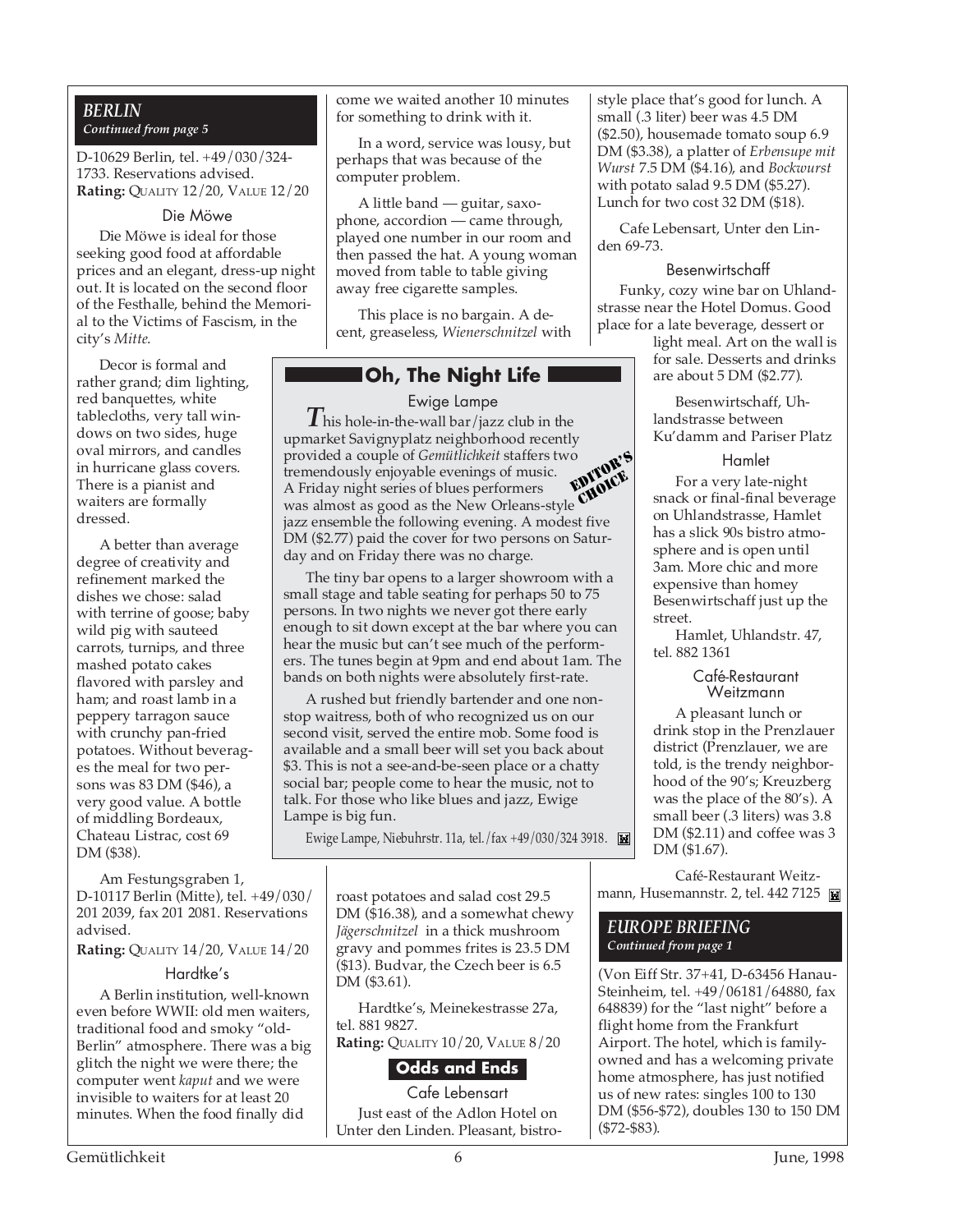## *BERLIN*
***Continued from page 5***

D-10629 Berlin, tel. +49/030/324-1733. Reservations advised.
**Rating:** QUALITY 12/20, VALUE 12/20

### Die Möwe

Die Möwe is ideal for those seeking good food at affordable prices and an elegant, dress-up night out. It is located on the second floor of the Festhalle, behind the Memorial to the Victims of Fascism, in the city's *Mitte*.

Decor is formal and rather grand; dim lighting, red banquettes, white tablecloths, very tall windows on two sides, huge oval mirrors, and candles in hurricane glass covers. There is a pianist and waiters are formally dressed.

A better than average degree of creativity and refinement marked the dishes we chose: salad with terrine of goose; baby wild pig with sauteed carrots, turnips, and three mashed potato cakes flavored with parsley and ham; and roast lamb in a peppery tarragon sauce with crunchy pan-fried potatoes. Without beverages the meal for two persons was 83 DM ($46), a very good value. A bottle of middling Bordeaux, Chateau Listrac, cost 69 DM ($38).

Am Festungsgraben 1, D-10117 Berlin (Mitte), tel. +49/030/201 2039, fax 201 2081. Reservations advised.
**Rating:** QUALITY 14/20, VALUE 14/20

### Hardtke's

A Berlin institution, well-known even before WWII: old men waiters, traditional food and smoky "old-Berlin" atmosphere. There was a big glitch the night we were there; the computer went *kaput* and we were invisible to waiters for at least 20 minutes. When the food finally did come we waited another 10 minutes for something to drink with it.

In a word, service was lousy, but perhaps that was because of the computer problem.

A little band — guitar, saxophone, accordion — came through, played one number in our room and then passed the hat. A young woman moved from table to table giving away free cigarette samples.

This place is no bargain. A decent, greaseless, *Wienerschnitzel* with roast potatoes and salad cost 29.5 DM ($16.38), and a somewhat chewy *Jägerschnitzel* in a thick mushroom gravy and pommes frites is 23.5 DM ($13). Budvar, the Czech beer is 6.5 DM ($3.61).

Hardtke's, Meinekestrasse 27a, tel. 881 9827.
**Rating:** QUALITY 10/20, VALUE 8/20

## Oh, The Night Life

### Ewige Lampe

EDITOR'S CHOICE

This hole-in-the-wall bar/jazz club in the upmarket Savignyplatz neighborhood recently provided a couple of *Gemütlichkeit* staffers two tremendously enjoyable evenings of music. A Friday night series of blues performers was almost as good as the New Orleans-style jazz ensemble the following evening. A modest five DM ($2.77) paid the cover for two persons on Saturday and on Friday there was no charge.

The tiny bar opens to a larger showroom with a small stage and table seating for perhaps 50 to 75 persons. In two nights we never got there early enough to sit down except at the bar where you can hear the music but can't see much of the performers. The tunes begin at 9pm and end about 1am. The bands on both nights were absolutely first-rate.

A rushed but friendly bartender and one non-stop waitress, both of who recognized us on our second visit, served the entire mob. Some food is available and a small beer will set you back about $3. This is not a see-and-be-seen place or a chatty social bar; people come to hear the music, not to talk. For those who like blues and jazz, Ewige Lampe is big fun.

Ewige Lampe, Niebuhrstr. 11a, tel./fax +49/030/324 3918.

## Odds and Ends

### Cafe Lebensart

Just east of the Adlon Hotel on Unter den Linden. Pleasant, bistro-style place that's good for lunch. A small (.3 liter) beer was 4.5 DM ($2.50), housemade tomato soup 6.9 DM ($3.38), a platter of *Erbensupe mit Wurst* 7.5 DM ($4.16), and *Bockwurst* with potato salad 9.5 DM ($5.27). Lunch for two cost 32 DM ($18).

Cafe Lebensart, Unter den Linden 69-73.

### Besenwirtschaff

Funky, cozy wine bar on Uhlandstrasse near the Hotel Domus. Good place for a late beverage, dessert or light meal. Art on the wall is for sale. Desserts and drinks are about 5 DM ($2.77).

Besenwirtschaff, Uhlandstrasse between Ku'damm and Pariser Platz

### Hamlet

For a very late-night snack or final-final beverage on Uhlandstrasse, Hamlet has a slick 90s bistro atmosphere and is open until 3am. More chic and more expensive than homey Besenwirtschaff just up the street.

Hamlet, Uhlandstr. 47, tel. 882 1361

### Café-Restaurant Weitzmann

A pleasant lunch or drink stop in the Prenzlauer district (Prenzlauer, we are told, is the trendy neighborhood of the 90's; Kreuzberg was the place of the 80's). A small beer (.3 liters) was 3.8 DM ($2.11) and coffee was 3 DM ($1.67).

Café-Restaurant Weitzmann, Husemannstr. 2, tel. 442 7125

## *EUROPE BRIEFING*
***Continued from page 1***

(Von Eiff Str. 37+41, D-63456 Hanau-Steinheim, tel. +49/06181/64880, fax 648839) for the "last night" before a flight home from the Frankfurt Airport. The hotel, which is family-owned and has a welcoming private home atmosphere, has just notified us of new rates: singles 100 to 130 DM ($56-$72), doubles 130 to 150 DM ($72-$83).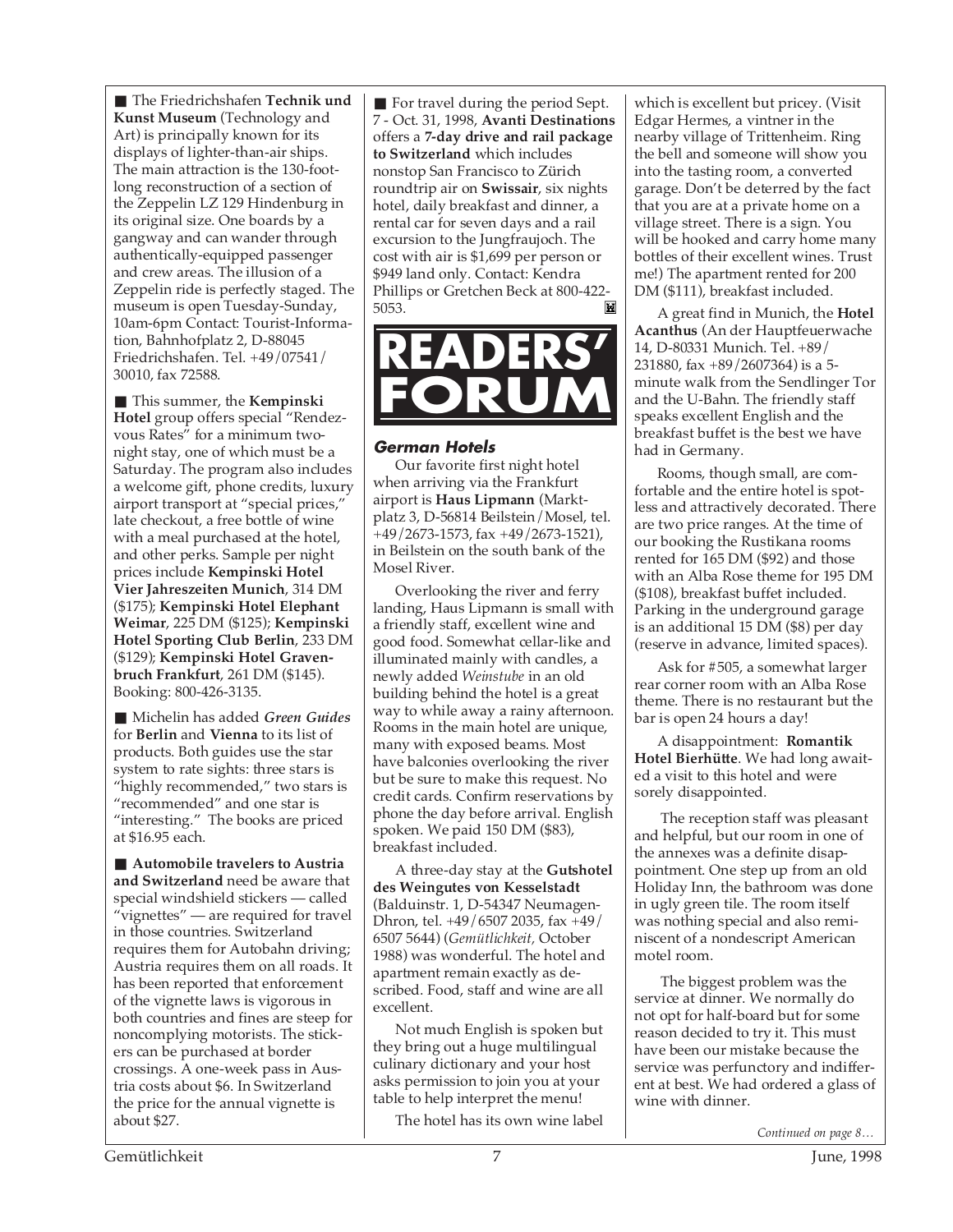■ The Friedrichshafen **Technik und Kunst Museum** (Technology and Art) is principally known for its displays of lighter-than-air ships. The main attraction is the 130-foot-long reconstruction of a section of the Zeppelin LZ 129 Hindenburg in its original size. One boards by a gangway and can wander through authentically-equipped passenger and crew areas. The illusion of a Zeppelin ride is perfectly staged. The museum is open Tuesday-Sunday, 10am-6pm Contact: Tourist-Information, Bahnhofplatz 2, D-88045 Friedrichshafen. Tel. +49/07541/ 30010, fax 72588.

■ This summer, the **Kempinski Hotel** group offers special "Rendezvous Rates" for a minimum two-night stay, one of which must be a Saturday. The program also includes a welcome gift, phone credits, luxury airport transport at "special prices," late checkout, a free bottle of wine with a meal purchased at the hotel, and other perks. Sample per night prices include **Kempinski Hotel Vier Jahreszeiten Munich**, 314 DM ($175); **Kempinski Hotel Elephant Weimar**, 225 DM ($125); **Kempinski Hotel Sporting Club Berlin**, 233 DM ($129); **Kempinski Hotel Gravenbruch Frankfurt**, 261 DM ($145). Booking: 800-426-3135.

■ Michelin has added ***Green Guides*** for **Berlin** and **Vienna** to its list of products. Both guides use the star system to rate sights: three stars is "highly recommended," two stars is "recommended" and one star is "interesting." The books are priced at $16.95 each.

■ **Automobile travelers to Austria and Switzerland** need be aware that special windshield stickers — called "vignettes" — are required for travel in those countries. Switzerland requires them for Autobahn driving; Austria requires them on all roads. It has been reported that enforcement of the vignette laws is vigorous in both countries and fines are steep for noncomplying motorists. The stickers can be purchased at border crossings. A one-week pass in Austria costs about $6. In Switzerland the price for the annual vignette is about $27.

■ For travel during the period Sept. 7 - Oct. 31, 1998, **Avanti Destinations** offers a **7-day drive and rail package to Switzerland** which includes nonstop San Francisco to Zürich roundtrip air on **Swissair**, six nights hotel, daily breakfast and dinner, a rental car for seven days and a rail excursion to the Jungfraujoch. The cost with air is $1,699 per person or $949 land only. Contact: Kendra Phillips or Gretchen Beck at 800-422-5053.

# READERS' FORUM

### German Hotels

Our favorite first night hotel when arriving via the Frankfurt airport is **Haus Lipmann** (Marktplatz 3, D-56814 Beilstein/Mosel, tel. +49/2673-1573, fax +49/2673-1521), in Beilstein on the south bank of the Mosel River.

Overlooking the river and ferry landing, Haus Lipmann is small with a friendly staff, excellent wine and good food. Somewhat cellar-like and illuminated mainly with candles, a newly added *Weinstube* in an old building behind the hotel is a great way to while away a rainy afternoon. Rooms in the main hotel are unique, many with exposed beams. Most have balconies overlooking the river but be sure to make this request. No credit cards. Confirm reservations by phone the day before arrival. English spoken. We paid 150 DM ($83), breakfast included.

A three-day stay at the **Gutshotel des Weingutes von Kesselstadt** (Balduinstr. 1, D-54347 Neumagen-Dhron, tel. +49/6507 2035, fax +49/6507 5644) (*Gemütlichkeit,* October 1988) was wonderful. The hotel and apartment remain exactly as described. Food, staff and wine are all excellent.

Not much English is spoken but they bring out a huge multilingual culinary dictionary and your host asks permission to join you at your table to help interpret the menu!

The hotel has its own wine label which is excellent but pricey. (Visit Edgar Hermes, a vintner in the nearby village of Trittenheim. Ring the bell and someone will show you into the tasting room, a converted garage. Don't be deterred by the fact that you are at a private home on a village street. There is a sign. You will be hooked and carry home many bottles of their excellent wines. Trust me!) The apartment rented for 200 DM ($111), breakfast included.

A great find in Munich, the **Hotel Acanthus** (An der Hauptfeuerwache 14, D-80331 Munich. Tel. +89/ 231880, fax +89/2607364) is a 5-minute walk from the Sendlinger Tor and the U-Bahn. The friendly staff speaks excellent English and the breakfast buffet is the best we have had in Germany.

Rooms, though small, are comfortable and the entire hotel is spotless and attractively decorated. There are two price ranges. At the time of our booking the Rustikana rooms rented for 165 DM ($92) and those with an Alba Rose theme for 195 DM ($108), breakfast buffet included. Parking in the underground garage is an additional 15 DM ($8) per day (reserve in advance, limited spaces).

Ask for #505, a somewhat larger rear corner room with an Alba Rose theme. There is no restaurant but the bar is open 24 hours a day!

A disappointment: **Romantik Hotel Bierhütte**. We had long awaited a visit to this hotel and were sorely disappointed.

The reception staff was pleasant and helpful, but our room in one of the annexes was a definite disappointment. One step up from an old Holiday Inn, the bathroom was done in ugly green tile. The room itself was nothing special and also reminiscent of a nondescript American motel room.

The biggest problem was the service at dinner. We normally do not opt for half-board but for some reason decided to try it. This must have been our mistake because the service was perfunctory and indifferent at best. We had ordered a glass of wine with dinner.

*Continued on page 8…*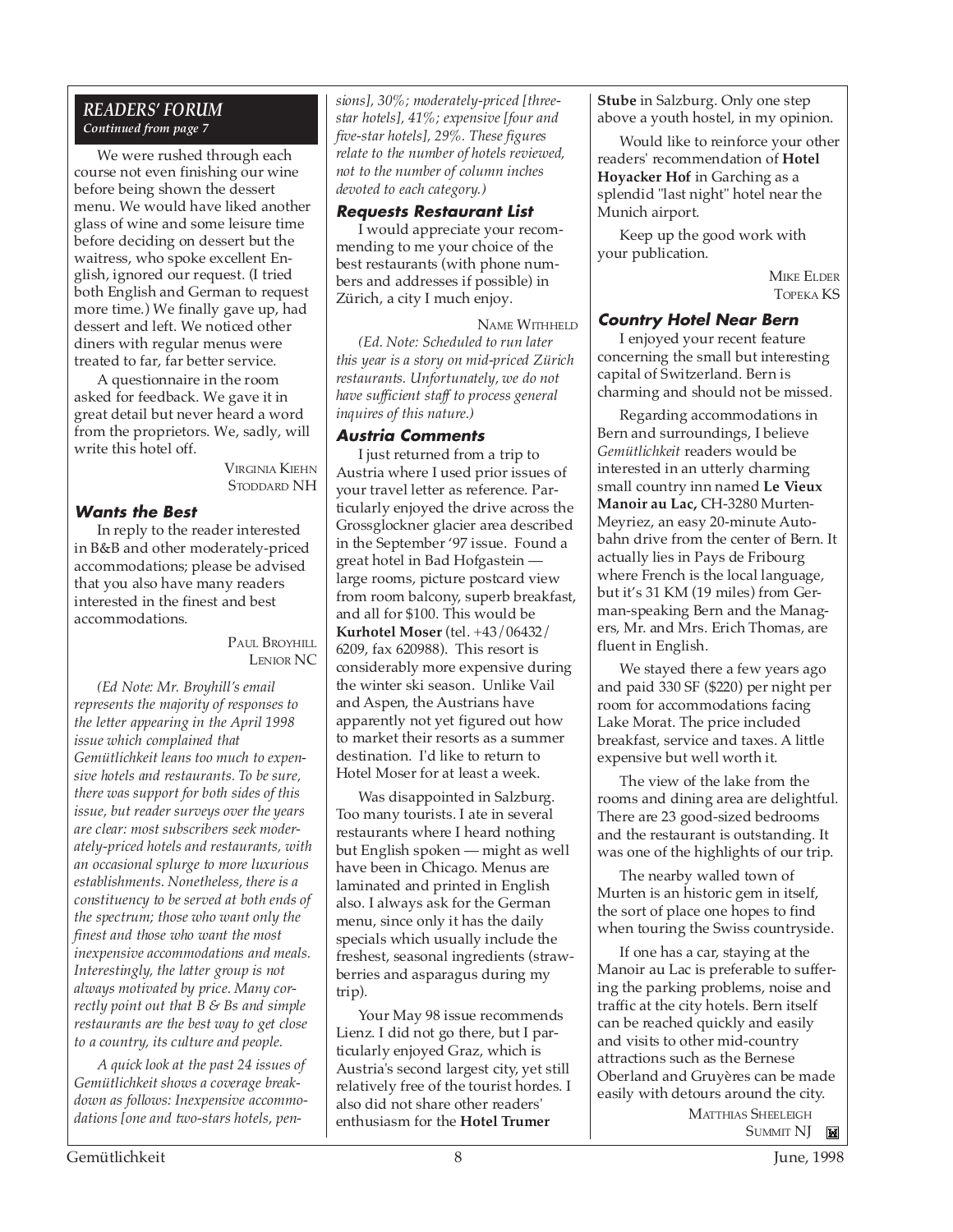## READERS' FORUM

*Continued from page 7*

We were rushed through each course not even finishing our wine before being shown the dessert menu. We would have liked another glass of wine and some leisure time before deciding on dessert but the waitress, who spoke excellent English, ignored our request. (I tried both English and German to request more time.) We finally gave up, had dessert and left. We noticed other diners with regular menus were treated to far, far better service.

A questionnaire in the room asked for feedback. We gave it in great detail but never heard a word from the proprietors. We, sadly, will write this hotel off.

VIRGINIA KIEHN
STODDARD NH

### Wants the Best

In reply to the reader interested in B&B and other moderately-priced accommodations; please be advised that you also have many readers interested in the finest and best accommodations.

PAUL BROYHILL
LENIOR NC

*(Ed Note: Mr. Broyhill's email represents the majority of responses to the letter appearing in the April 1998 issue which complained that Gemütlichkeit leans too much to expensive hotels and restaurants. To be sure, there was support for both sides of this issue, but reader surveys over the years are clear: most subscribers seek moderately-priced hotels and restaurants, with an occasional splurge to more luxurious establishments. Nonetheless, there is a constituency to be served at both ends of the spectrum; those who want only the finest and those who want the most inexpensive accommodations and meals. Interestingly, the latter group is not always motivated by price. Many correctly point out that B & Bs and simple restaurants are the best way to get close to a country, its culture and people.*

*A quick look at the past 24 issues of Gemütlichkeit shows a coverage breakdown as follows: Inexpensive accommodations [one and two-stars hotels, pensions], 30%; moderately-priced [three-star hotels], 41%; expensive [four and five-star hotels], 29%. These figures relate to the number of hotels reviewed, not to the number of column inches devoted to each category.)*

### Requests Restaurant List

I would appreciate your recommending to me your choice of the best restaurants (with phone numbers and addresses if possible) in Zürich, a city I much enjoy.

NAME WITHHELD

*(Ed. Note: Scheduled to run later this year is a story on mid-priced Zürich restaurants. Unfortunately, we do not have sufficient staff to process general inquires of this nature.)*

### Austria Comments

I just returned from a trip to Austria where I used prior issues of your travel letter as reference. Particularly enjoyed the drive across the Grossglockner glacier area described in the September '97 issue. Found a great hotel in Bad Hofgastein — large rooms, picture postcard view from room balcony, superb breakfast, and all for $100. This would be **Kurhotel Moser** (tel. +43/06432/6209, fax 620988). This resort is considerably more expensive during the winter ski season. Unlike Vail and Aspen, the Austrians have apparently not yet figured out how to market their resorts as a summer destination. I'd like to return to Hotel Moser for at least a week.

Was disappointed in Salzburg. Too many tourists. I ate in several restaurants where I heard nothing but English spoken — might as well have been in Chicago. Menus are laminated and printed in English also. I always ask for the German menu, since only it has the daily specials which usually include the freshest, seasonal ingredients (strawberries and asparagus during my trip).

Your May 98 issue recommends Lienz. I did not go there, but I particularly enjoyed Graz, which is Austria's second largest city, yet still relatively free of the tourist hordes. I also did not share other readers' enthusiasm for the **Hotel Trumer Stube** in Salzburg. Only one step above a youth hostel, in my opinion.

Would like to reinforce your other readers' recommendation of **Hotel Hoyacker Hof** in Garching as a splendid "last night" hotel near the Munich airport.

Keep up the good work with your publication.

MIKE ELDER
TOPEKA KS

### Country Hotel Near Bern

I enjoyed your recent feature concerning the small but interesting capital of Switzerland. Bern is charming and should not be missed.

Regarding accommodations in Bern and surroundings, I believe *Gemütlichkeit* readers would be interested in an utterly charming small country inn named **Le Vieux Manoir au Lac,** CH-3280 Murten-Meyriez, an easy 20-minute Autobahn drive from the center of Bern. It actually lies in Pays de Fribourg where French is the local language, but it's 31 KM (19 miles) from German-speaking Bern and the Managers, Mr. and Mrs. Erich Thomas, are fluent in English.

We stayed there a few years ago and paid 330 SF ($220) per night per room for accommodations facing Lake Morat. The price included breakfast, service and taxes. A little expensive but well worth it.

The view of the lake from the rooms and dining area are delightful. There are 23 good-sized bedrooms and the restaurant is outstanding. It was one of the highlights of our trip.

The nearby walled town of Murten is an historic gem in itself, the sort of place one hopes to find when touring the Swiss countryside.

If one has a car, staying at the Manoir au Lac is preferable to suffering the parking problems, noise and traffic at the city hotels. Bern itself can be reached quickly and easily and visits to other mid-country attractions such as the Bernese Oberland and Gruyères can be made easily with detours around the city.

MATTHIAS SHEELEIGH
SUMMIT NJ